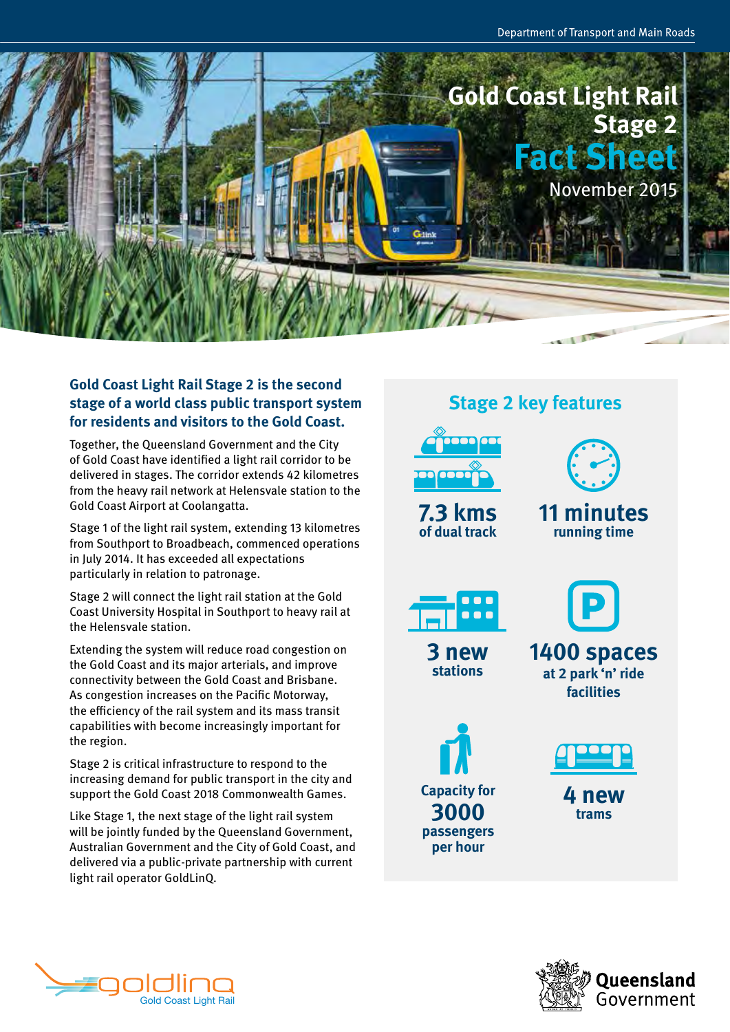Department of Transport and Main Roads

# Gold Coast Light Rail Stage 2 Fact Sheet

November 2015

**Gold Coast Light Rail Stage 2 is the second stage of a world class public transport system for residents and visitors to the Gold Coast.**

Together, the Queensland Government and the City of Gold Coast have identified a light rail corridor to be delivered in stages. The corridor extends 42 kilometres from the heavy rail network at Helensvale station to the Gold Coast Airport at Coolangatta.

Stage 1 of the light rail system, extending 13 kilometres from Southport to Broadbeach, commenced operations in July 2014. It has exceeded all expectations particularly in relation to patronage.

Stage 2 will connect the light rail station at the Gold Coast University Hospital in Southport to heavy rail at the Helensvale station.

Extending the system will reduce road congestion on the Gold Coast and its major arterials, and improve connectivity between the Gold Coast and Brisbane. As congestion increases on the Pacific Motorway, the efficiency of the rail system and its mass transit capabilities with become increasingly important for the region.

Stage 2 is critical infrastructure to respond to the increasing demand for public transport in the city and support the Gold Coast 2018 Commonwealth Games.

Like Stage 1, the next stage of the light rail system will be jointly funded by the Queensland Government, Australian Government and the City of Gold Coast, and delivered via a public-private partnership with current light rail operator GoldLinQ.

## Stage 2 key features

- **7.3 kms** of dual track
- **11 minutes** running time
- **3 new** stations
- **1400 spaces** at 2 park 'n' ride facilities
- Capacity for **3000** passengers per hour
- **4 new** trams

goldlinq Gold Coast Light Rail

Queensland Government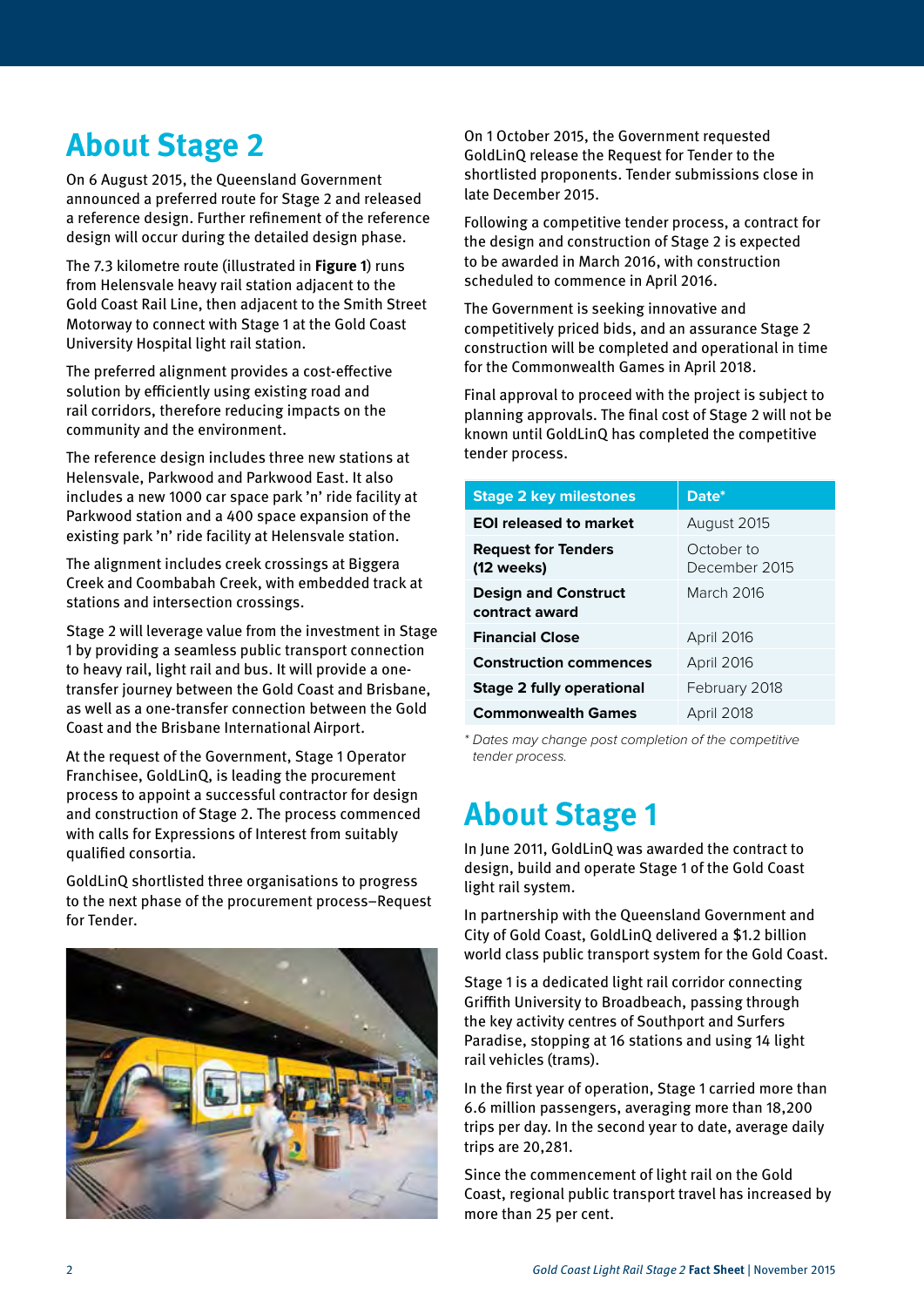# About Stage 2

On 6 August 2015, the Queensland Government announced a preferred route for Stage 2 and released a reference design. Further refinement of the reference design will occur during the detailed design phase.

The 7.3 kilometre route (illustrated in **Figure 1**) runs from Helensvale heavy rail station adjacent to the Gold Coast Rail Line, then adjacent to the Smith Street Motorway to connect with Stage 1 at the Gold Coast University Hospital light rail station.

The preferred alignment provides a cost-effective solution by efficiently using existing road and rail corridors, therefore reducing impacts on the community and the environment.

The reference design includes three new stations at Helensvale, Parkwood and Parkwood East. It also includes a new 1000 car space park 'n' ride facility at Parkwood station and a 400 space expansion of the existing park 'n' ride facility at Helensvale station.

The alignment includes creek crossings at Biggera Creek and Coombabah Creek, with embedded track at stations and intersection crossings.

Stage 2 will leverage value from the investment in Stage 1 by providing a seamless public transport connection to heavy rail, light rail and bus. It will provide a one-transfer journey between the Gold Coast and Brisbane, as well as a one-transfer connection between the Gold Coast and the Brisbane International Airport.

At the request of the Government, Stage 1 Operator Franchisee, GoldLinQ, is leading the procurement process to appoint a successful contractor for design and construction of Stage 2. The process commenced with calls for Expressions of Interest from suitably qualified consortia.

GoldLinQ shortlisted three organisations to progress to the next phase of the procurement process–Request for Tender.

On 1 October 2015, the Government requested GoldLinQ release the Request for Tender to the shortlisted proponents. Tender submissions close in late December 2015.

Following a competitive tender process, a contract for the design and construction of Stage 2 is expected to be awarded in March 2016, with construction scheduled to commence in April 2016.

The Government is seeking innovative and competitively priced bids, and an assurance Stage 2 construction will be completed and operational in time for the Commonwealth Games in April 2018.

Final approval to proceed with the project is subject to planning approvals. The final cost of Stage 2 will not be known until GoldLinQ has completed the competitive tender process.

| Stage 2 key milestones | Date* |
|---|---|
| **EOI released to market** | August 2015 |
| **Request for Tenders (12 weeks)** | October to December 2015 |
| **Design and Construct contract award** | March 2016 |
| **Financial Close** | April 2016 |
| **Construction commences** | April 2016 |
| **Stage 2 fully operational** | February 2018 |
| **Commonwealth Games** | April 2018 |

*\* Dates may change post completion of the competitive tender process.*

# About Stage 1

In June 2011, GoldLinQ was awarded the contract to design, build and operate Stage 1 of the Gold Coast light rail system.

In partnership with the Queensland Government and City of Gold Coast, GoldLinQ delivered a $1.2 billion world class public transport system for the Gold Coast.

Stage 1 is a dedicated light rail corridor connecting Griffith University to Broadbeach, passing through the key activity centres of Southport and Surfers Paradise, stopping at 16 stations and using 14 light rail vehicles (trams).

In the first year of operation, Stage 1 carried more than 6.6 million passengers, averaging more than 18,200 trips per day. In the second year to date, average daily trips are 20,281.

Since the commencement of light rail on the Gold Coast, regional public transport travel has increased by more than 25 per cent.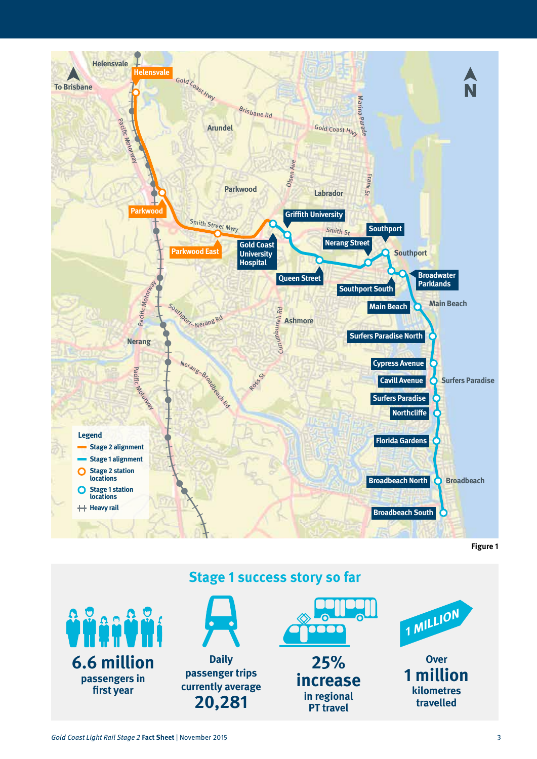Figure 1

## Stage 1 success story so far

**6.6 million** passengers in first year

Daily passenger trips currently average **20,281**

**25% increase** in regional PT travel

Over **1 million** kilometres travelled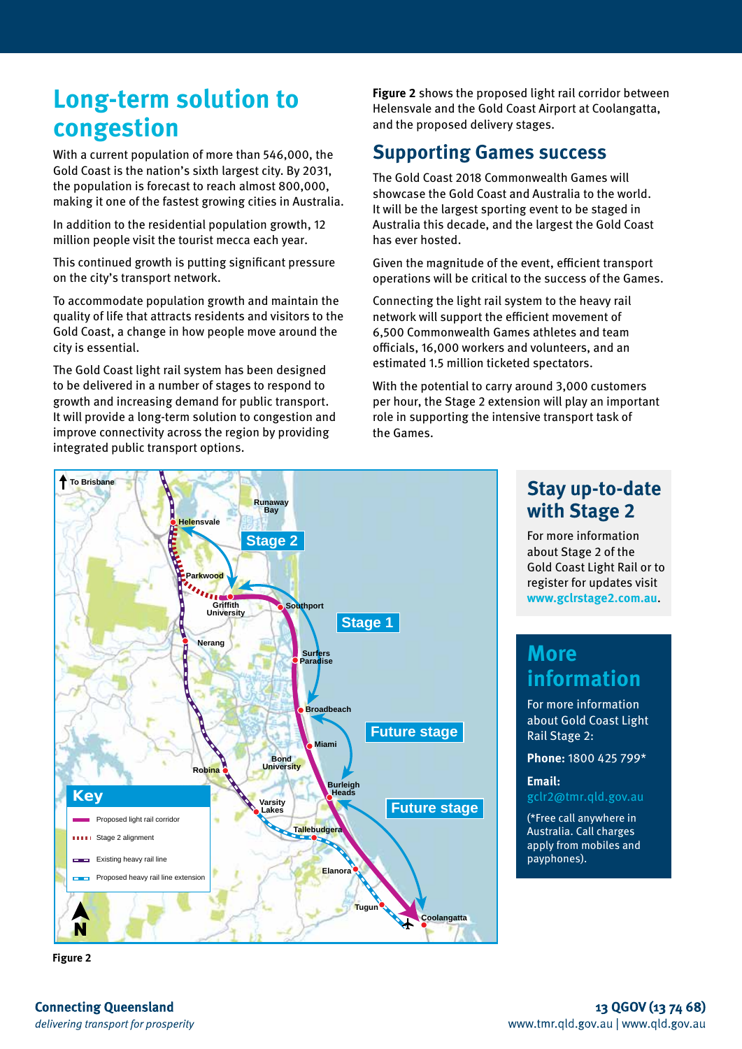## Long-term solution to congestion

With a current population of more than 546,000, the Gold Coast is the nation's sixth largest city. By 2031, the population is forecast to reach almost 800,000, making it one of the fastest growing cities in Australia.

In addition to the residential population growth, 12 million people visit the tourist mecca each year.

This continued growth is putting significant pressure on the city's transport network.

To accommodate population growth and maintain the quality of life that attracts residents and visitors to the Gold Coast, a change in how people move around the city is essential.

The Gold Coast light rail system has been designed to be delivered in a number of stages to respond to growth and increasing demand for public transport. It will provide a long-term solution to congestion and improve connectivity across the region by providing integrated public transport options.

**Figure 2** shows the proposed light rail corridor between Helensvale and the Gold Coast Airport at Coolangatta, and the proposed delivery stages.

## Supporting Games success

The Gold Coast 2018 Commonwealth Games will showcase the Gold Coast and Australia to the world. It will be the largest sporting event to be staged in Australia this decade, and the largest the Gold Coast has ever hosted.

Given the magnitude of the event, efficient transport operations will be critical to the success of the Games.

Connecting the light rail system to the heavy rail network will support the efficient movement of 6,500 Commonwealth Games athletes and team officials, 16,000 workers and volunteers, and an estimated 1.5 million ticketed spectators.

With the potential to carry around 3,000 customers per hour, the Stage 2 extension will play an important role in supporting the intensive transport task of the Games.

To Brisbane

Runaway Bay

Helensvale

Stage 2

Parkwood

Griffith University

Southport

Stage 1

Nerang

Surfers Paradise

Broadbeach

Future stage

Miami

Bond University

Robina

Burleigh Heads

Future stage

Varsity Lakes

Tallebudgera

Elanora

Tugun

Coolangatta

Key

Proposed light rail corridor

Stage 2 alignment

Existing heavy rail line

Proposed heavy rail line extension

N

Figure 2

## Stay up-to-date with Stage 2

For more information about Stage 2 of the Gold Coast Light Rail or to register for updates visit **www.gclrstage2.com.au**.

## More information

For more information about Gold Coast Light Rail Stage 2:

**Phone:** 1800 425 799*

**Email:**
gclr2@tmr.qld.gov.au

(*Free call anywhere in Australia. Call charges apply from mobiles and payphones).

**Connecting Queensland**
*delivering transport for prosperity*

**13 QGOV (13 74 68)**
www.tmr.qld.gov.au | www.qld.gov.au